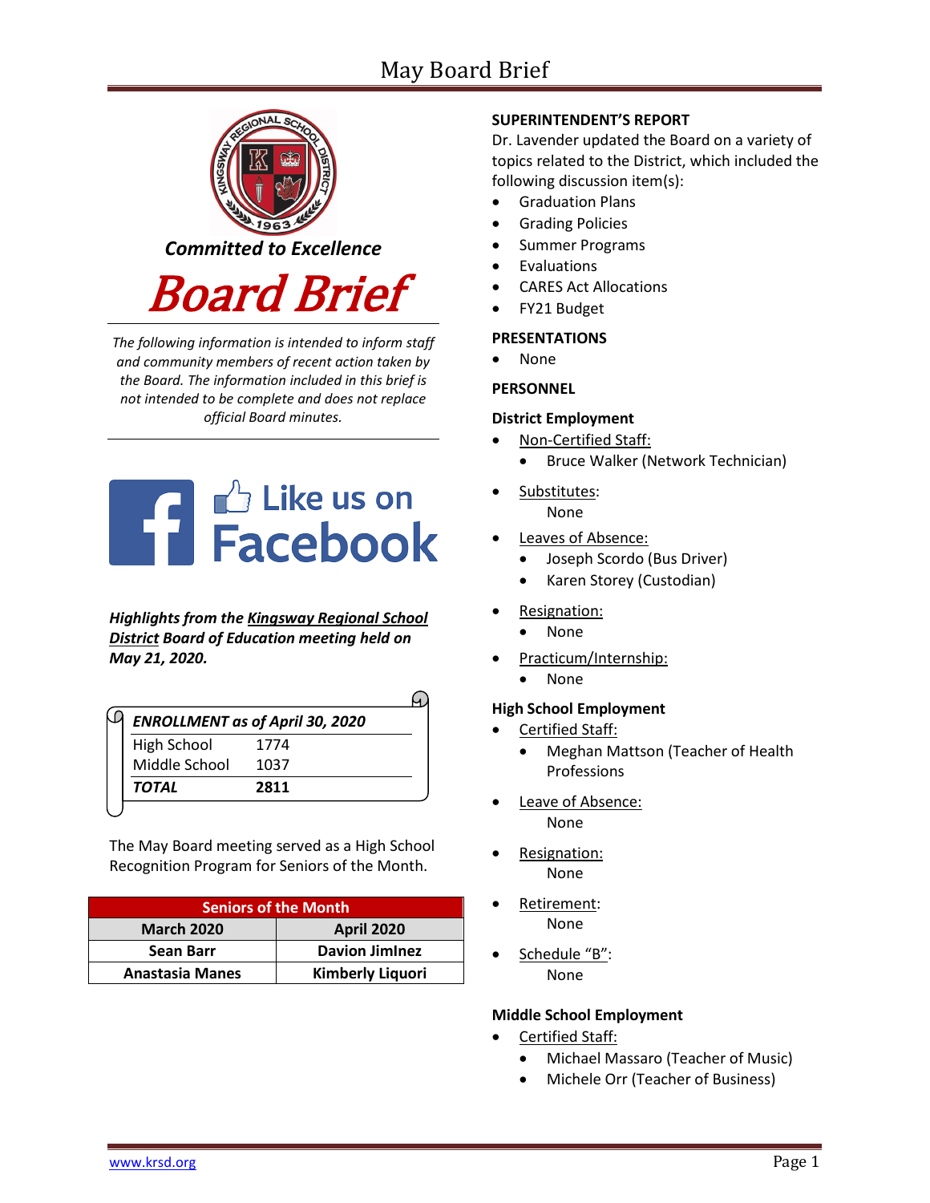# May Board Brief

*Committed to Excellence*

# Board Brief

*The following information is intended to inform staff and community members of recent action taken by the Board. The information included in this brief is not intended to be complete and does not replace official Board minutes.*

Like us on Facebook

***Highlights from the Kingsway Regional School District Board of Education meeting held on May 21, 2020.***

| *ENROLLMENT as of April 30, 2020* | |
|---|---|
| High School | 1774 |
| Middle School | 1037 |
| ***TOTAL*** | **2811** |

The May Board meeting served as a High School Recognition Program for Seniors of the Month.

| Seniors of the Month | |
|---|---|
| **March 2020** | **April 2020** |
| **Sean Barr** | **Davion JimInez** |
| **Anastasia Manes** | **Kimberly Liquori** |

**SUPERINTENDENT'S REPORT**

Dr. Lavender updated the Board on a variety of topics related to the District, which included the following discussion item(s):

- Graduation Plans
- Grading Policies
- Summer Programs
- Evaluations
- CARES Act Allocations
- FY21 Budget

**PRESENTATIONS**

- None

**PERSONNEL**

**District Employment**

- Non-Certified Staff:
  - Bruce Walker (Network Technician)
- Substitutes:
  None
- Leaves of Absence:
  - Joseph Scordo (Bus Driver)
  - Karen Storey (Custodian)
- Resignation:
  - None
- Practicum/Internship:
  - None

**High School Employment**

- Certified Staff:
  - Meghan Mattson (Teacher of Health Professions
- Leave of Absence:
  None
- Resignation:
  None
- Retirement:
  None
- Schedule "B":
  None

**Middle School Employment**

- Certified Staff:
  - Michael Massaro (Teacher of Music)
  - Michele Orr (Teacher of Business)

www.krsd.org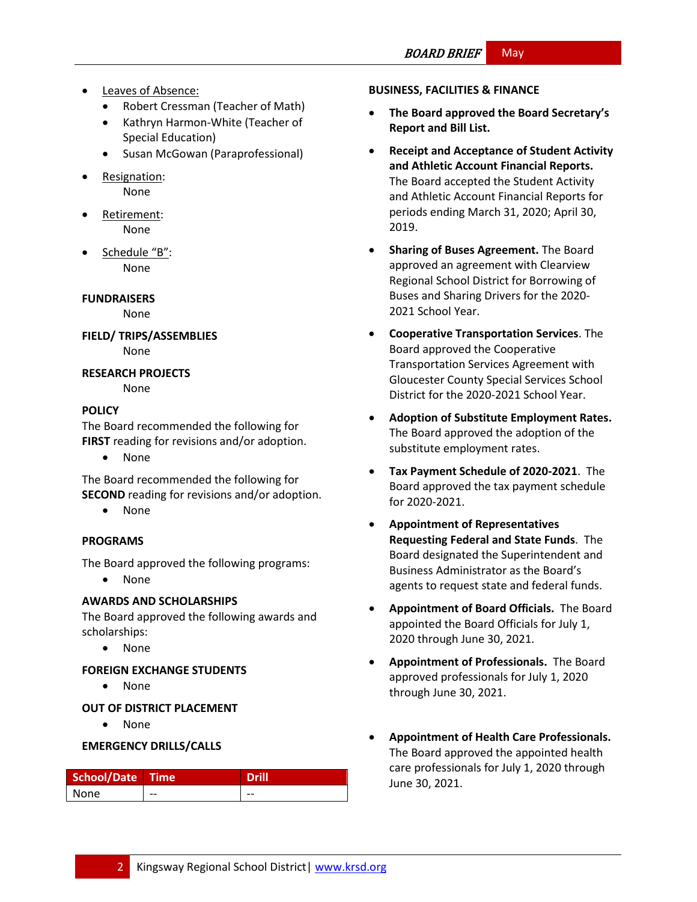- Leaves of Absence:
  - Robert Cressman (Teacher of Math)
  - Kathryn Harmon-White (Teacher of Special Education)
  - Susan McGowan (Paraprofessional)
- Resignation:
  None
- Retirement:
  None
- Schedule "B":
  None

**FUNDRAISERS**

None

**FIELD/ TRIPS/ASSEMBLIES**

None

**RESEARCH PROJECTS**

None

**POLICY**

The Board recommended the following for **FIRST** reading for revisions and/or adoption.

- None

The Board recommended the following for **SECOND** reading for revisions and/or adoption.

- None

**PROGRAMS**

The Board approved the following programs:

- None

**AWARDS AND SCHOLARSHIPS**

The Board approved the following awards and scholarships:

- None

**FOREIGN EXCHANGE STUDENTS**

- None

**OUT OF DISTRICT PLACEMENT**

- None

**EMERGENCY DRILLS/CALLS**

| School/Date | Time | Drill |
|---|---|---|
| None | -- | -- |

**BUSINESS, FACILITIES & FINANCE**

- **The Board approved the Board Secretary's Report and Bill List.**
- **Receipt and Acceptance of Student Activity and Athletic Account Financial Reports.** The Board accepted the Student Activity and Athletic Account Financial Reports for periods ending March 31, 2020; April 30, 2019.
- **Sharing of Buses Agreement.** The Board approved an agreement with Clearview Regional School District for Borrowing of Buses and Sharing Drivers for the 2020-2021 School Year.
- **Cooperative Transportation Services**. The Board approved the Cooperative Transportation Services Agreement with Gloucester County Special Services School District for the 2020-2021 School Year.
- **Adoption of Substitute Employment Rates.** The Board approved the adoption of the substitute employment rates.
- **Tax Payment Schedule of 2020-2021**. The Board approved the tax payment schedule for 2020-2021.
- **Appointment of Representatives Requesting Federal and State Funds**. The Board designated the Superintendent and Business Administrator as the Board's agents to request state and federal funds.
- **Appointment of Board Officials.** The Board appointed the Board Officials for July 1, 2020 through June 30, 2021.
- **Appointment of Professionals.** The Board approved professionals for July 1, 2020 through June 30, 2021.
- **Appointment of Health Care Professionals.** The Board approved the appointed health care professionals for July 1, 2020 through June 30, 2021.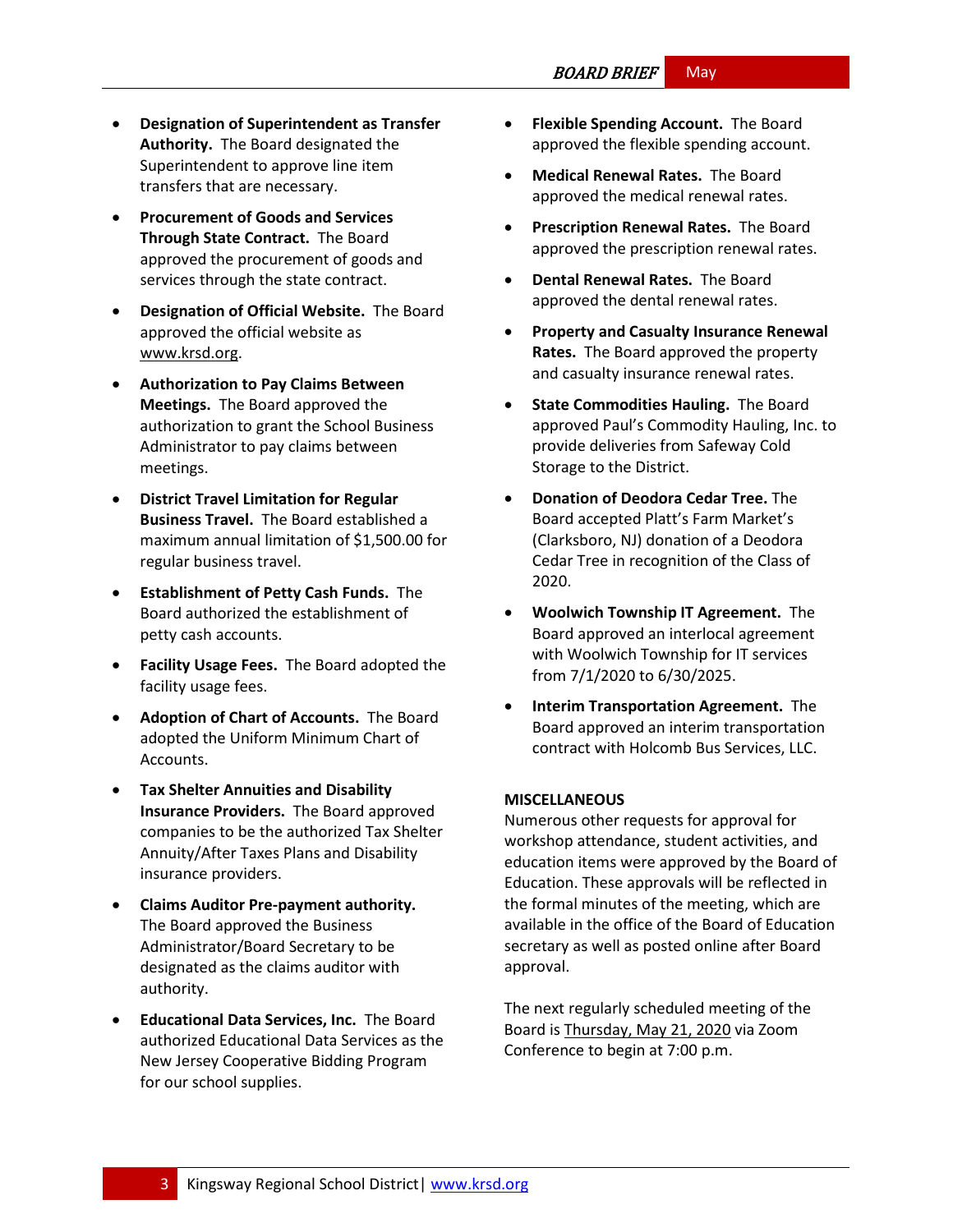- **Designation of Superintendent as Transfer Authority.** The Board designated the Superintendent to approve line item transfers that are necessary.
- **Procurement of Goods and Services Through State Contract.** The Board approved the procurement of goods and services through the state contract.
- **Designation of Official Website.** The Board approved the official website as www.krsd.org.
- **Authorization to Pay Claims Between Meetings.** The Board approved the authorization to grant the School Business Administrator to pay claims between meetings.
- **District Travel Limitation for Regular Business Travel.** The Board established a maximum annual limitation of $1,500.00 for regular business travel.
- **Establishment of Petty Cash Funds.** The Board authorized the establishment of petty cash accounts.
- **Facility Usage Fees.** The Board adopted the facility usage fees.
- **Adoption of Chart of Accounts.** The Board adopted the Uniform Minimum Chart of Accounts.
- **Tax Shelter Annuities and Disability Insurance Providers.** The Board approved companies to be the authorized Tax Shelter Annuity/After Taxes Plans and Disability insurance providers.
- **Claims Auditor Pre-payment authority.** The Board approved the Business Administrator/Board Secretary to be designated as the claims auditor with authority.
- **Educational Data Services, Inc.** The Board authorized Educational Data Services as the New Jersey Cooperative Bidding Program for our school supplies.
- **Flexible Spending Account.** The Board approved the flexible spending account.
- **Medical Renewal Rates.** The Board approved the medical renewal rates.
- **Prescription Renewal Rates.** The Board approved the prescription renewal rates.
- **Dental Renewal Rates.** The Board approved the dental renewal rates.
- **Property and Casualty Insurance Renewal Rates.** The Board approved the property and casualty insurance renewal rates.
- **State Commodities Hauling.** The Board approved Paul's Commodity Hauling, Inc. to provide deliveries from Safeway Cold Storage to the District.
- **Donation of Deodora Cedar Tree.** The Board accepted Platt's Farm Market's (Clarksboro, NJ) donation of a Deodora Cedar Tree in recognition of the Class of 2020.
- **Woolwich Township IT Agreement.** The Board approved an interlocal agreement with Woolwich Township for IT services from 7/1/2020 to 6/30/2025.
- **Interim Transportation Agreement.** The Board approved an interim transportation contract with Holcomb Bus Services, LLC.

**MISCELLANEOUS**

Numerous other requests for approval for workshop attendance, student activities, and education items were approved by the Board of Education. These approvals will be reflected in the formal minutes of the meeting, which are available in the office of the Board of Education secretary as well as posted online after Board approval.

The next regularly scheduled meeting of the Board is Thursday, May 21, 2020 via Zoom Conference to begin at 7:00 p.m.